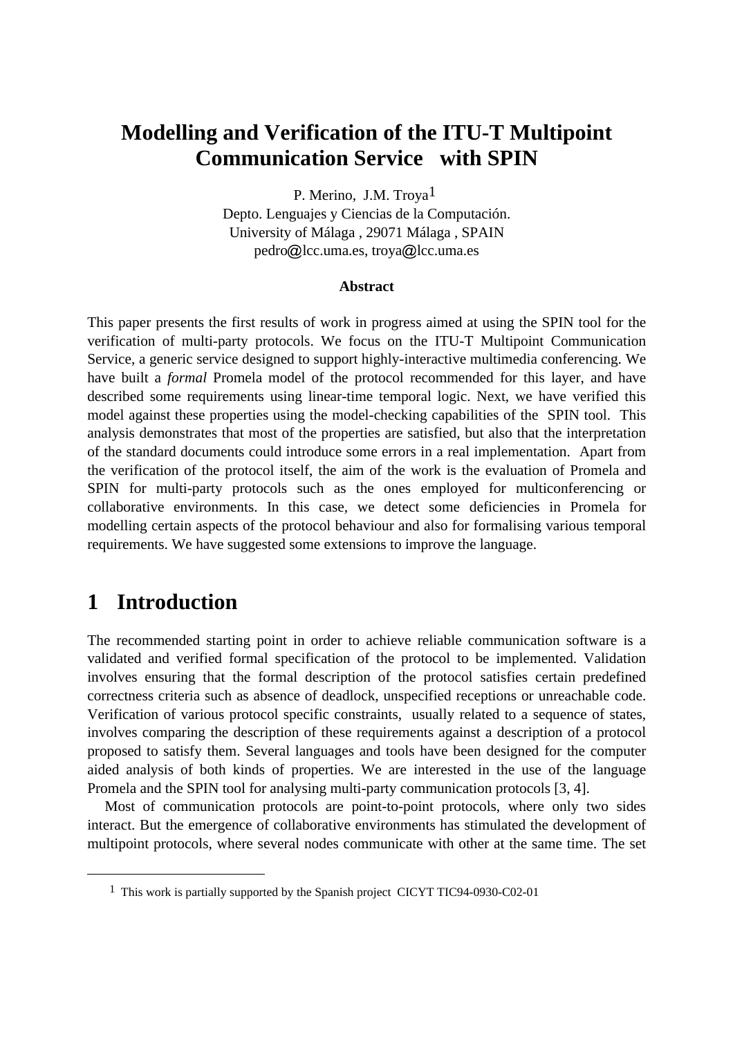# Modelling and Verification of the ITU-T Multipoint Communication Service with SPIN

P. Merino, J.M. Troya[1]
Depto. Lenguajes y Ciencias de la Computación.
University of Málaga , 29071 Málaga , SPAIN
pedro@lcc.uma.es, troya@lcc.uma.es

**Abstract**

This paper presents the first results of work in progress aimed at using the SPIN tool for the verification of multi-party protocols. We focus on the ITU-T Multipoint Communication Service, a generic service designed to support highly-interactive multimedia conferencing. We have built a *formal* Promela model of the protocol recommended for this layer, and have described some requirements using linear-time temporal logic. Next, we have verified this model against these properties using the model-checking capabilities of the SPIN tool. This analysis demonstrates that most of the properties are satisfied, but also that the interpretation of the standard documents could introduce some errors in a real implementation. Apart from the verification of the protocol itself, the aim of the work is the evaluation of Promela and SPIN for multi-party protocols such as the ones employed for multiconferencing or collaborative environments. In this case, we detect some deficiencies in Promela for modelling certain aspects of the protocol behaviour and also for formalising various temporal requirements. We have suggested some extensions to improve the language.

# 1 Introduction

The recommended starting point in order to achieve reliable communication software is a validated and verified formal specification of the protocol to be implemented. Validation involves ensuring that the formal description of the protocol satisfies certain predefined correctness criteria such as absence of deadlock, unspecified receptions or unreachable code. Verification of various protocol specific constraints, usually related to a sequence of states, involves comparing the description of these requirements against a description of a protocol proposed to satisfy them. Several languages and tools have been designed for the computer aided analysis of both kinds of properties. We are interested in the use of the language Promela and the SPIN tool for analysing multi-party communication protocols [3, 4].

Most of communication protocols are point-to-point protocols, where only two sides interact. But the emergence of collaborative environments has stimulated the development of multipoint protocols, where several nodes communicate with other at the same time. The set

[1] This work is partially supported by the Spanish project CICYT TIC94-0930-C02-01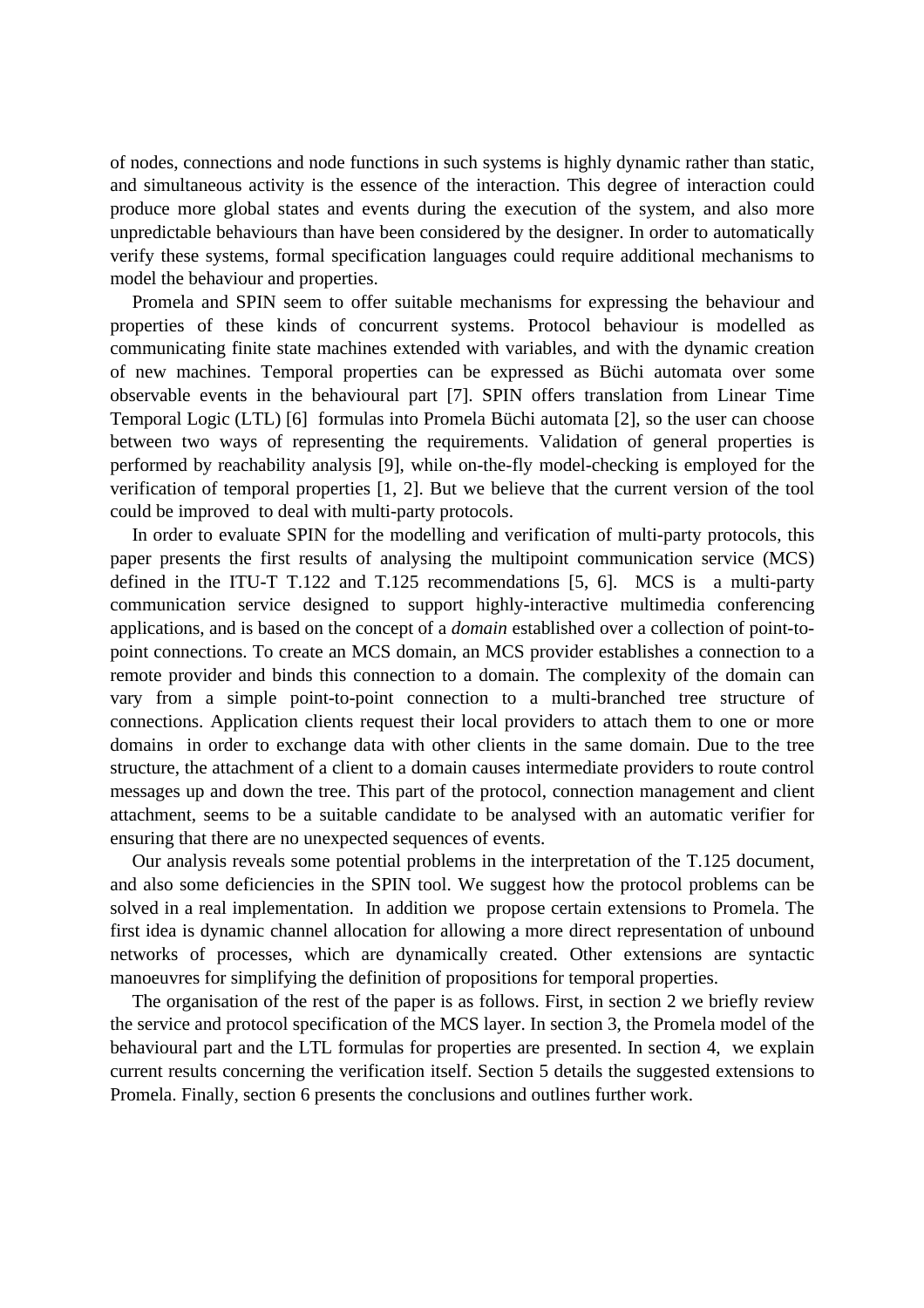of nodes, connections and node functions in such systems is highly dynamic rather than static, and simultaneous activity is the essence of the interaction. This degree of interaction could produce more global states and events during the execution of the system, and also more unpredictable behaviours than have been considered by the designer. In order to automatically verify these systems, formal specification languages could require additional mechanisms to model the behaviour and properties.

Promela and SPIN seem to offer suitable mechanisms for expressing the behaviour and properties of these kinds of concurrent systems. Protocol behaviour is modelled as communicating finite state machines extended with variables, and with the dynamic creation of new machines. Temporal properties can be expressed as Büchi automata over some observable events in the behavioural part [7]. SPIN offers translation from Linear Time Temporal Logic (LTL) [6] formulas into Promela Büchi automata [2], so the user can choose between two ways of representing the requirements. Validation of general properties is performed by reachability analysis [9], while on-the-fly model-checking is employed for the verification of temporal properties [1, 2]. But we believe that the current version of the tool could be improved to deal with multi-party protocols.

In order to evaluate SPIN for the modelling and verification of multi-party protocols, this paper presents the first results of analysing the multipoint communication service (MCS) defined in the ITU-T T.122 and T.125 recommendations [5, 6]. MCS is a multi-party communication service designed to support highly-interactive multimedia conferencing applications, and is based on the concept of a *domain* established over a collection of point-to-point connections. To create an MCS domain, an MCS provider establishes a connection to a remote provider and binds this connection to a domain. The complexity of the domain can vary from a simple point-to-point connection to a multi-branched tree structure of connections. Application clients request their local providers to attach them to one or more domains in order to exchange data with other clients in the same domain. Due to the tree structure, the attachment of a client to a domain causes intermediate providers to route control messages up and down the tree. This part of the protocol, connection management and client attachment, seems to be a suitable candidate to be analysed with an automatic verifier for ensuring that there are no unexpected sequences of events.

Our analysis reveals some potential problems in the interpretation of the T.125 document, and also some deficiencies in the SPIN tool. We suggest how the protocol problems can be solved in a real implementation. In addition we propose certain extensions to Promela. The first idea is dynamic channel allocation for allowing a more direct representation of unbound networks of processes, which are dynamically created. Other extensions are syntactic manoeuvres for simplifying the definition of propositions for temporal properties.

The organisation of the rest of the paper is as follows. First, in section 2 we briefly review the service and protocol specification of the MCS layer. In section 3, the Promela model of the behavioural part and the LTL formulas for properties are presented. In section 4, we explain current results concerning the verification itself. Section 5 details the suggested extensions to Promela. Finally, section 6 presents the conclusions and outlines further work.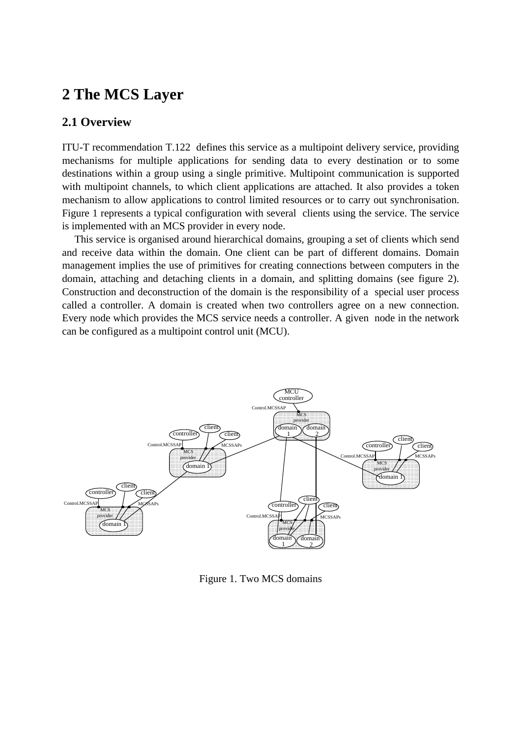# 2 The MCS Layer

## 2.1 Overview

ITU-T recommendation T.122 defines this service as a multipoint delivery service, providing mechanisms for multiple applications for sending data to every destination or to some destinations within a group using a single primitive. Multipoint communication is supported with multipoint channels, to which client applications are attached. It also provides a token mechanism to allow applications to control limited resources or to carry out synchronisation. Figure 1 represents a typical configuration with several clients using the service. The service is implemented with an MCS provider in every node.

This service is organised around hierarchical domains, grouping a set of clients which send and receive data within the domain. One client can be part of different domains. Domain management implies the use of primitives for creating connections between computers in the domain, attaching and detaching clients in a domain, and splitting domains (see figure 2). Construction and deconstruction of the domain is the responsibility of a special user process called a controller. A domain is created when two controllers agree on a new connection. Every node which provides the MCS service needs a controller. A given node in the network can be configured as a multipoint control unit (MCU).

Figure 1. Two MCS domains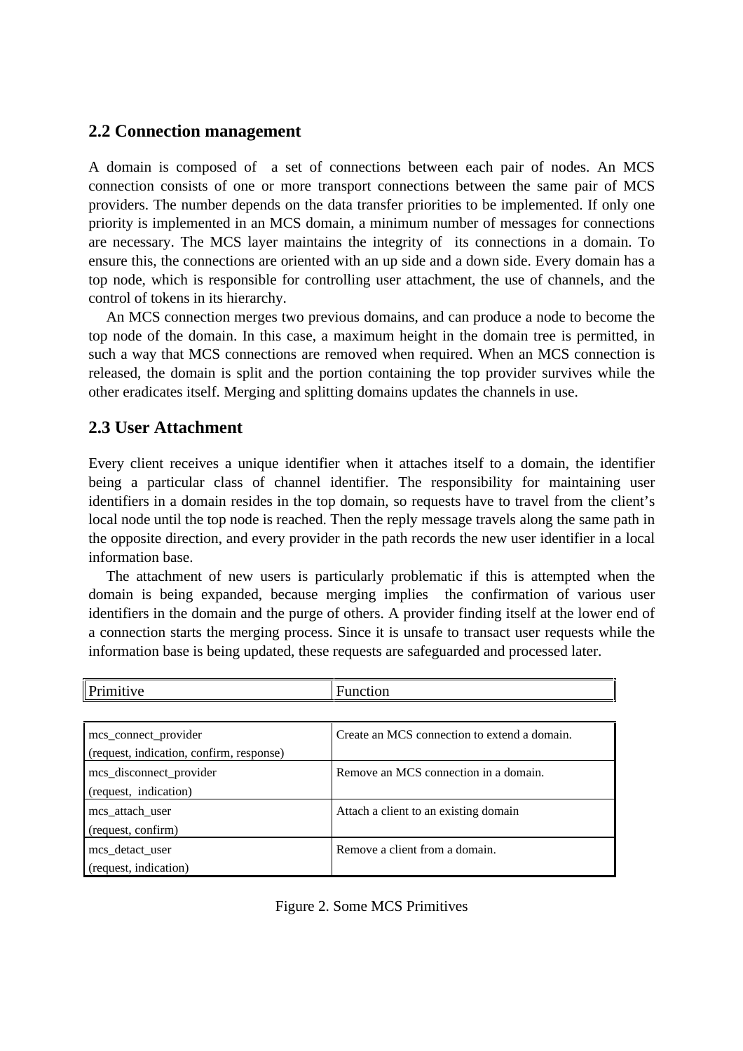## 2.2 Connection management

A domain is composed of a set of connections between each pair of nodes. An MCS connection consists of one or more transport connections between the same pair of MCS providers. The number depends on the data transfer priorities to be implemented. If only one priority is implemented in an MCS domain, a minimum number of messages for connections are necessary. The MCS layer maintains the integrity of its connections in a domain. To ensure this, the connections are oriented with an up side and a down side. Every domain has a top node, which is responsible for controlling user attachment, the use of channels, and the control of tokens in its hierarchy.

An MCS connection merges two previous domains, and can produce a node to become the top node of the domain. In this case, a maximum height in the domain tree is permitted, in such a way that MCS connections are removed when required. When an MCS connection is released, the domain is split and the portion containing the top provider survives while the other eradicates itself. Merging and splitting domains updates the channels in use.

## 2.3 User Attachment

Every client receives a unique identifier when it attaches itself to a domain, the identifier being a particular class of channel identifier. The responsibility for maintaining user identifiers in a domain resides in the top domain, so requests have to travel from the client's local node until the top node is reached. Then the reply message travels along the same path in the opposite direction, and every provider in the path records the new user identifier in a local information base.

The attachment of new users is particularly problematic if this is attempted when the domain is being expanded, because merging implies the confirmation of various user identifiers in the domain and the purge of others. A provider finding itself at the lower end of a connection starts the merging process. Since it is unsafe to transact user requests while the information base is being updated, these requests are safeguarded and processed later.

| Primitive | Function |
|---|---|
| mcs_connect_provider (request, indication, confirm, response) | Create an MCS connection to extend a domain. |
| mcs_disconnect_provider (request, indication) | Remove an MCS connection in a domain. |
| mcs_attach_user (request, confirm) | Attach a client to an existing domain |
| mcs_detact_user (request, indication) | Remove a client from a domain. |

Figure 2. Some MCS Primitives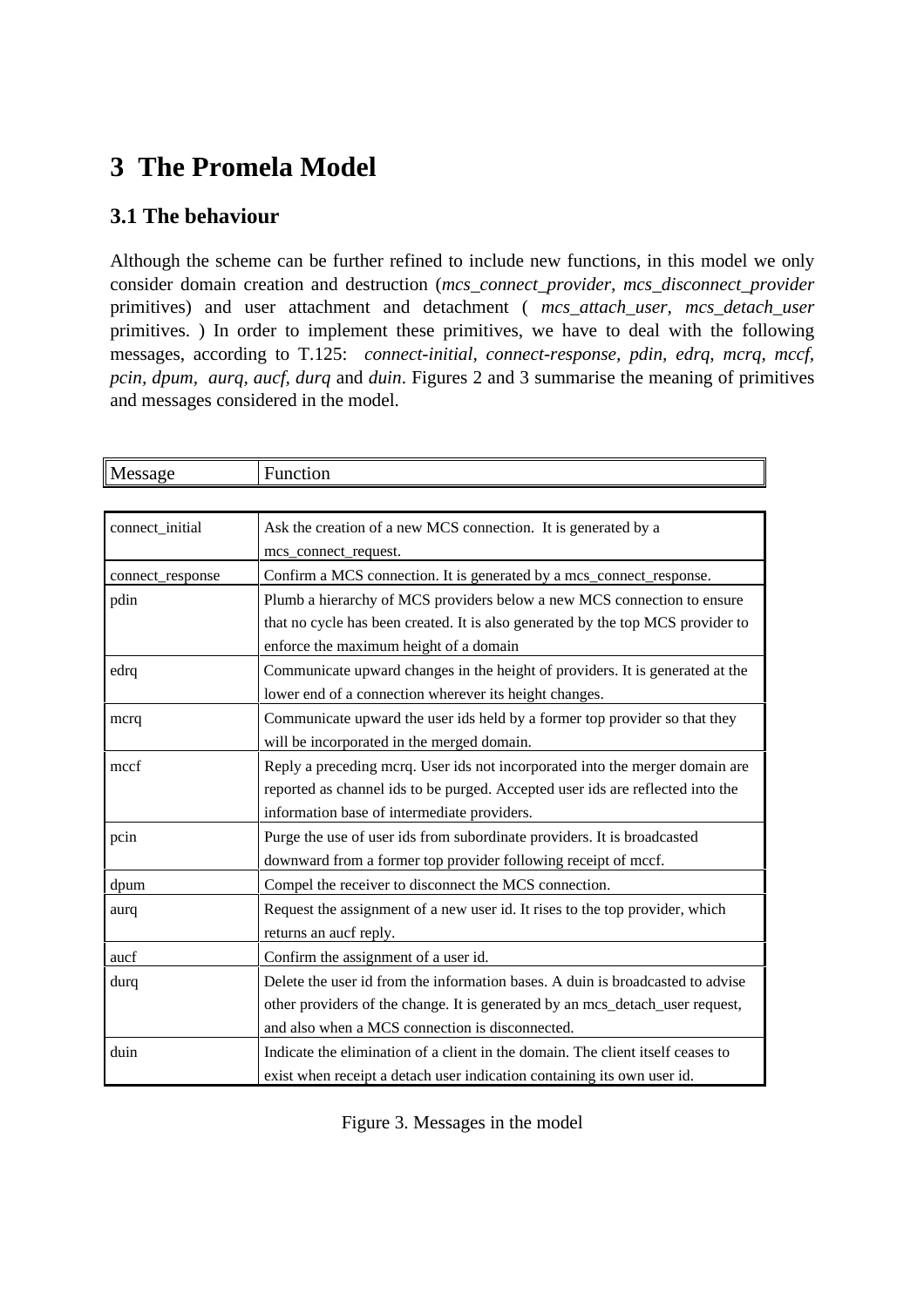# 3 The Promela Model

## 3.1 The behaviour

Although the scheme can be further refined to include new functions, in this model we only consider domain creation and destruction (*mcs_connect_provider, mcs_disconnect_provider* primitives) and user attachment and detachment ( *mcs_attach_user, mcs_detach_user* primitives. ) In order to implement these primitives, we have to deal with the following messages, according to T.125: *connect-initial, connect-response, pdin, edrq, mcrq, mccf, pcin, dpum, aurq, aucf, durq* and *duin*. Figures 2 and 3 summarise the meaning of primitives and messages considered in the model.

| Message | Function |
|---|---|
| connect_initial | Ask the creation of a new MCS connection. It is generated by a mcs_connect_request. |
| connect_response | Confirm a MCS connection. It is generated by a mcs_connect_response. |
| pdin | Plumb a hierarchy of MCS providers below a new MCS connection to ensure that no cycle has been created. It is also generated by the top MCS provider to enforce the maximum height of a domain |
| edrq | Communicate upward changes in the height of providers. It is generated at the lower end of a connection wherever its height changes. |
| mcrq | Communicate upward the user ids held by a former top provider so that they will be incorporated in the merged domain. |
| mccf | Reply a preceding mcrq. User ids not incorporated into the merger domain are reported as channel ids to be purged. Accepted user ids are reflected into the information base of intermediate providers. |
| pcin | Purge the use of user ids from subordinate providers. It is broadcasted downward from a former top provider following receipt of mccf. |
| dpum | Compel the receiver to disconnect the MCS connection. |
| aurq | Request the assignment of a new user id. It rises to the top provider, which returns an aucf reply. |
| aucf | Confirm the assignment of a user id. |
| durq | Delete the user id from the information bases. A duin is broadcasted to advise other providers of the change. It is generated by an mcs_detach_user request, and also when a MCS connection is disconnected. |
| duin | Indicate the elimination of a client in the domain. The client itself ceases to exist when receipt a detach user indication containing its own user id. |

Figure 3. Messages in the model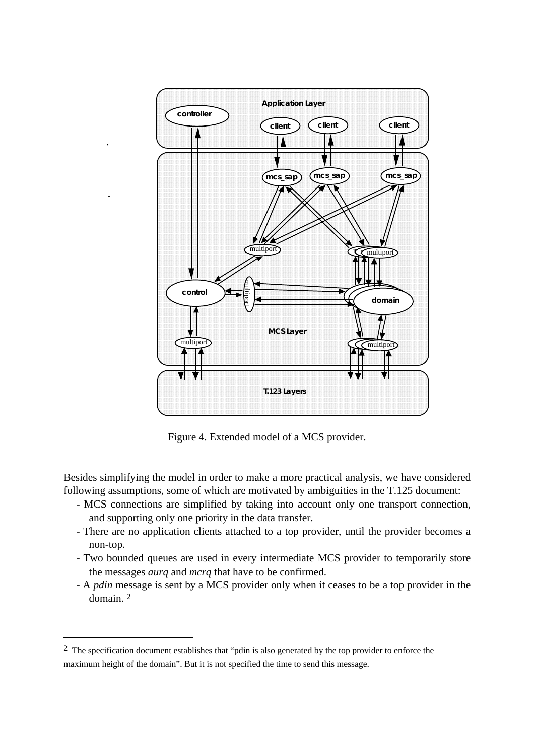Figure 4. Extended model of a MCS provider.

Besides simplifying the model in order to make a more practical analysis, we have considered following assumptions, some of which are motivated by ambiguities in the T.125 document:

- MCS connections are simplified by taking into account only one transport connection, and supporting only one priority in the data transfer.
- There are no application clients attached to a top provider, until the provider becomes a non-top.
- Two bounded queues are used in every intermediate MCS provider to temporarily store the messages *aurq* and *mcrq* that have to be confirmed.
- A *pdin* message is sent by a MCS provider only when it ceases to be a top provider in the domain. [2]

---

[2] The specification document establishes that "pdin is also generated by the top provider to enforce the maximum height of the domain". But it is not specified the time to send this message.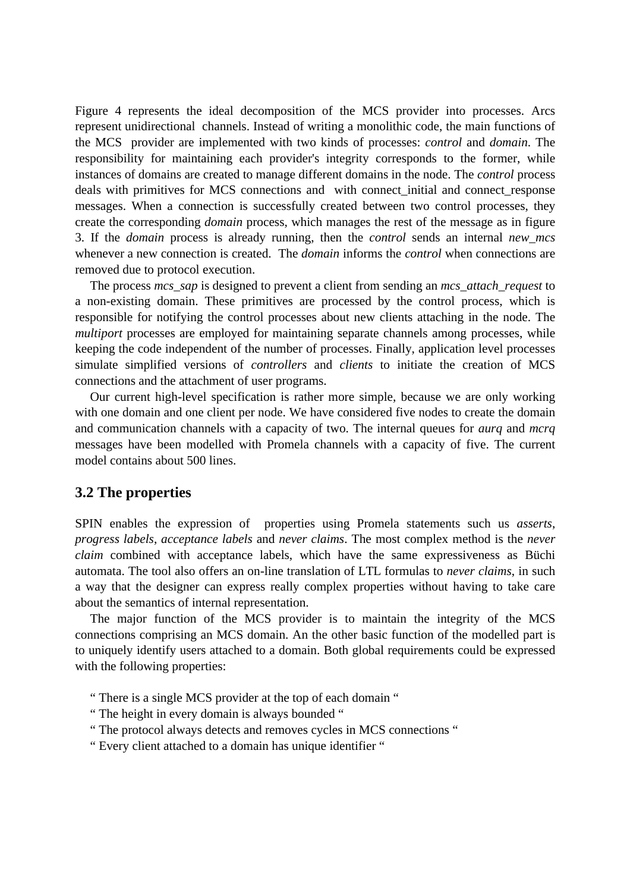Figure 4 represents the ideal decomposition of the MCS provider into processes. Arcs represent unidirectional channels. Instead of writing a monolithic code, the main functions of the MCS provider are implemented with two kinds of processes: *control* and *domain*. The responsibility for maintaining each provider's integrity corresponds to the former, while instances of domains are created to manage different domains in the node. The *control* process deals with primitives for MCS connections and with connect_initial and connect_response messages. When a connection is successfully created between two control processes, they create the corresponding *domain* process, which manages the rest of the message as in figure 3. If the *domain* process is already running, then the *control* sends an internal *new_mcs* whenever a new connection is created. The *domain* informs the *control* when connections are removed due to protocol execution.

The process *mcs_sap* is designed to prevent a client from sending an *mcs_attach_request* to a non-existing domain. These primitives are processed by the control process, which is responsible for notifying the control processes about new clients attaching in the node. The *multiport* processes are employed for maintaining separate channels among processes, while keeping the code independent of the number of processes. Finally, application level processes simulate simplified versions of *controllers* and *clients* to initiate the creation of MCS connections and the attachment of user programs.

Our current high-level specification is rather more simple, because we are only working with one domain and one client per node. We have considered five nodes to create the domain and communication channels with a capacity of two. The internal queues for *aurq* and *mcrq* messages have been modelled with Promela channels with a capacity of five. The current model contains about 500 lines.

## 3.2 The properties

SPIN enables the expression of properties using Promela statements such us *asserts*, *progress labels*, *acceptance labels* and *never claims*. The most complex method is the *never claim* combined with acceptance labels, which have the same expressiveness as Büchi automata. The tool also offers an on-line translation of LTL formulas to *never claims*, in such a way that the designer can express really complex properties without having to take care about the semantics of internal representation.

The major function of the MCS provider is to maintain the integrity of the MCS connections comprising an MCS domain. An the other basic function of the modelled part is to uniquely identify users attached to a domain. Both global requirements could be expressed with the following properties:

“ There is a single MCS provider at the top of each domain “
“ The height in every domain is always bounded “
“ The protocol always detects and removes cycles in MCS connections “
“ Every client attached to a domain has unique identifier “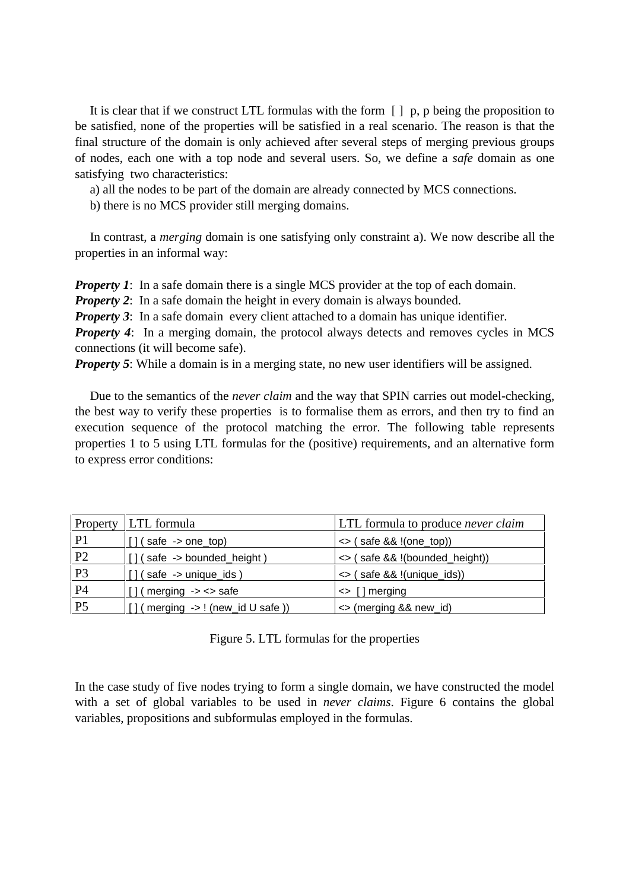It is clear that if we construct LTL formulas with the form  [ ]  p, p being the proposition to be satisfied, none of the properties will be satisfied in a real scenario. The reason is that the final structure of the domain is only achieved after several steps of merging previous groups of nodes, each one with a top node and several users. So, we define a *safe* domain as one satisfying  two characteristics:

a) all the nodes to be part of the domain are already connected by MCS connections.

b) there is no MCS provider still merging domains.

In contrast, a *merging* domain is one satisfying only constraint a). We now describe all the properties in an informal way:

***Property 1***:  In a safe domain there is a single MCS provider at the top of each domain.
***Property 2***:  In a safe domain the height in every domain is always bounded.
***Property 3***:  In a safe domain  every client attached to a domain has unique identifier.
***Property 4***:  In a merging domain, the protocol always detects and removes cycles in MCS connections (it will become safe).
***Property 5***: While a domain is in a merging state, no new user identifiers will be assigned.

Due to the semantics of the *never claim* and the way that SPIN carries out model-checking, the best way to verify these properties  is to formalise them as errors, and then try to find an execution sequence of the protocol matching the error. The following table represents properties 1 to 5 using LTL formulas for the (positive) requirements, and an alternative form to express error conditions:

| Property | LTL formula | LTL formula to produce *never claim* |
|---|---|---|
| P1 | [] ( safe  -> one_top) | <> ( safe && !(one_top)) |
| P2 | [] ( safe  -> bounded_height ) | <> ( safe && !(bounded_height)) |
| P3 | [] ( safe  -> unique_ids ) | <> ( safe && !(unique_ids)) |
| P4 | [] ( merging  -> <> safe | <>  [ ] merging |
| P5 | [] ( merging  -> ! (new_id U safe )) | <> (merging && new_id) |

Figure 5. LTL formulas for the properties

In the case study of five nodes trying to form a single domain, we have constructed the model with a set of global variables to be used in *never claims*. Figure 6 contains the global variables, propositions and subformulas employed in the formulas.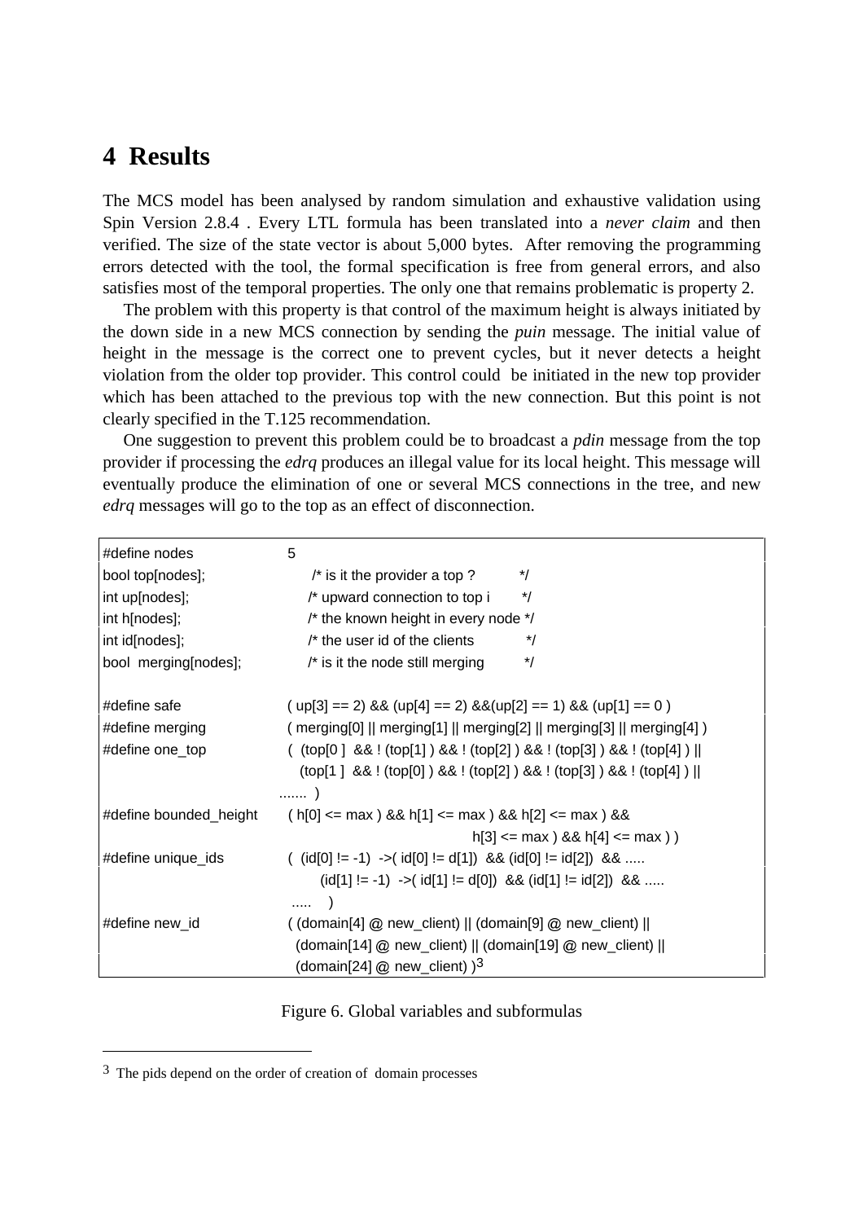## 4 Results

The MCS model has been analysed by random simulation and exhaustive validation using Spin Version 2.8.4 . Every LTL formula has been translated into a *never claim* and then verified. The size of the state vector is about 5,000 bytes. After removing the programming errors detected with the tool, the formal specification is free from general errors, and also satisfies most of the temporal properties. The only one that remains problematic is property 2.

The problem with this property is that control of the maximum height is always initiated by the down side in a new MCS connection by sending the *puin* message. The initial value of height in the message is the correct one to prevent cycles, but it never detects a height violation from the older top provider. This control could be initiated in the new top provider which has been attached to the previous top with the new connection. But this point is not clearly specified in the T.125 recommendation.

One suggestion to prevent this problem could be to broadcast a *pdin* message from the top provider if processing the *edrq* produces an illegal value for its local height. This message will eventually produce the elimination of one or several MCS connections in the tree, and new *edrq* messages will go to the top as an effect of disconnection.

```
#define nodes            5
bool top[nodes];              /* is it the provider a top ?         */
int up[nodes];                /* upward connection to top i         */
int h[nodes];                 /* the known height in every node     */
int id[nodes];                /* the user id of the clients         */
bool  merging[nodes];         /* is it the node still merging       */

#define safe             ( up[3] == 2) && (up[4] == 2) &&(up[2] == 1) && (up[1] == 0 )
#define merging          ( merging[0] || merging[1] || merging[2] || merging[3] || merging[4] )
#define one_top          (  (top[0 ]  && ! (top[1] ) && ! (top[2] ) && ! (top[3] ) && ! (top[4] ) ||
                            (top[1 ]  && ! (top[0] ) && ! (top[2] ) && ! (top[3] ) && ! (top[4] ) ||
                         ....... )
#define bounded_height   ( h[0] <= max ) && h[1] <= max ) && h[2] <= max ) &&
                                              h[3] <= max ) && h[4] <= max ) )
#define unique_ids       (  (id[0] != -1)  ->( id[0] != d[1])  && (id[0] != id[2])  && .....
                                (id[1] != -1)  ->( id[1] != d[0])  && (id[1] != id[2])  && .....
                           .....   )
#define new_id           ( (domain[4] @ new_client) || (domain[9] @ new_client) ||
                           (domain[14] @ new_client) || (domain[19] @ new_client) ||
                           (domain[24] @ new_client) )[3]
```

Figure 6. Global variables and subformulas

[3] The pids depend on the order of creation of domain processes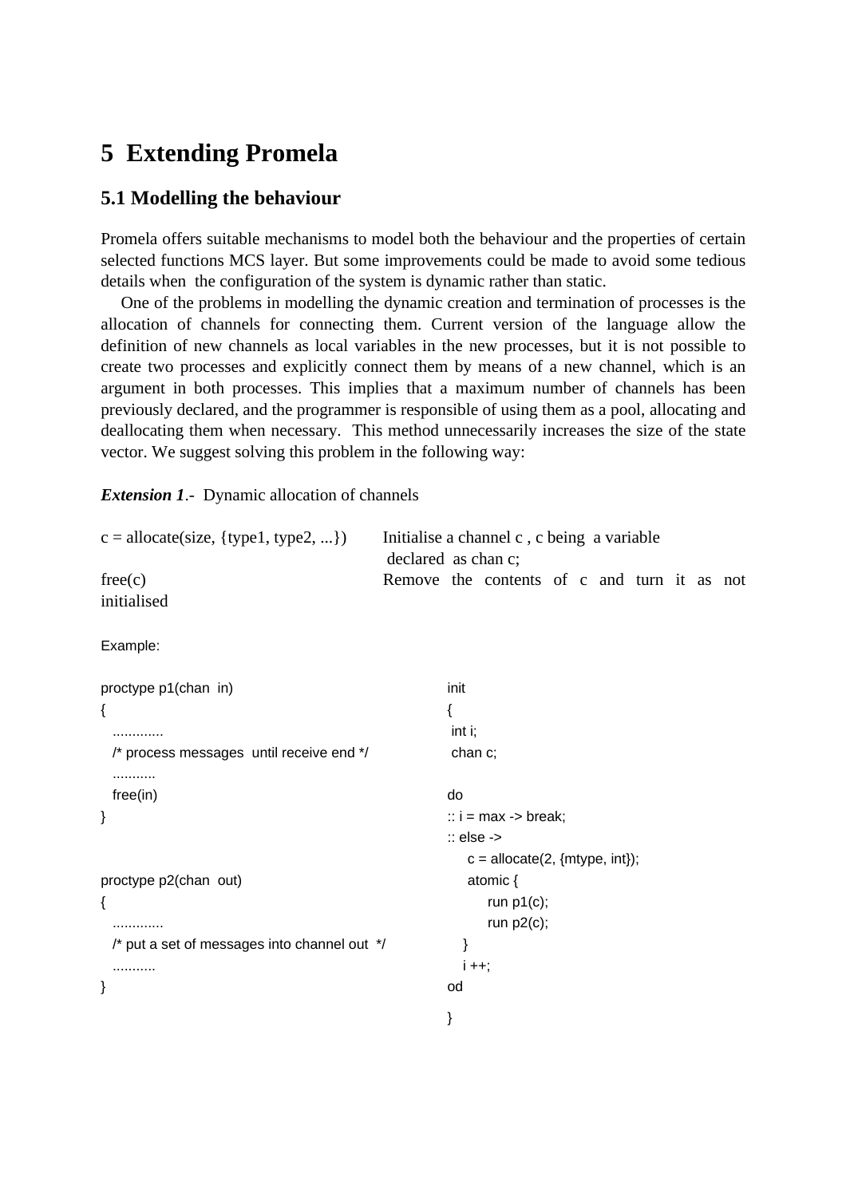# 5 Extending Promela

## 5.1 Modelling the behaviour

Promela offers suitable mechanisms to model both the behaviour and the properties of certain selected functions MCS layer. But some improvements could be made to avoid some tedious details when the configuration of the system is dynamic rather than static.

One of the problems in modelling the dynamic creation and termination of processes is the allocation of channels for connecting them. Current version of the language allow the definition of new channels as local variables in the new processes, but it is not possible to create two processes and explicitly connect them by means of a new channel, which is an argument in both processes. This implies that a maximum number of channels has been previously declared, and the programmer is responsible of using them as a pool, allocating and deallocating them when necessary. This method unnecessarily increases the size of the state vector. We suggest solving this problem in the following way:

***Extension 1***.- Dynamic allocation of channels

| | |
|---|---|
| c = allocate(size, {type1, type2, ...}) | Initialise a channel c , c being a variable declared as chan c; |
| free(c) | Remove the contents of c and turn it as not initialised |

Example:

```
proctype p1(chan in)
{
   ............
   /* process messages until receive end */
   ...........
   free(in)
}


proctype p2(chan out)
{
   ............
   /* put a set of messages into channel out */
   ...........
}
```

```
init
{
 int i;
 chan c;

do
:: i = max -> break;
:: else ->
     c = allocate(2, {mtype, int});
     atomic {
          run p1(c);
          run p2(c);
     }
     i ++;
od
}
```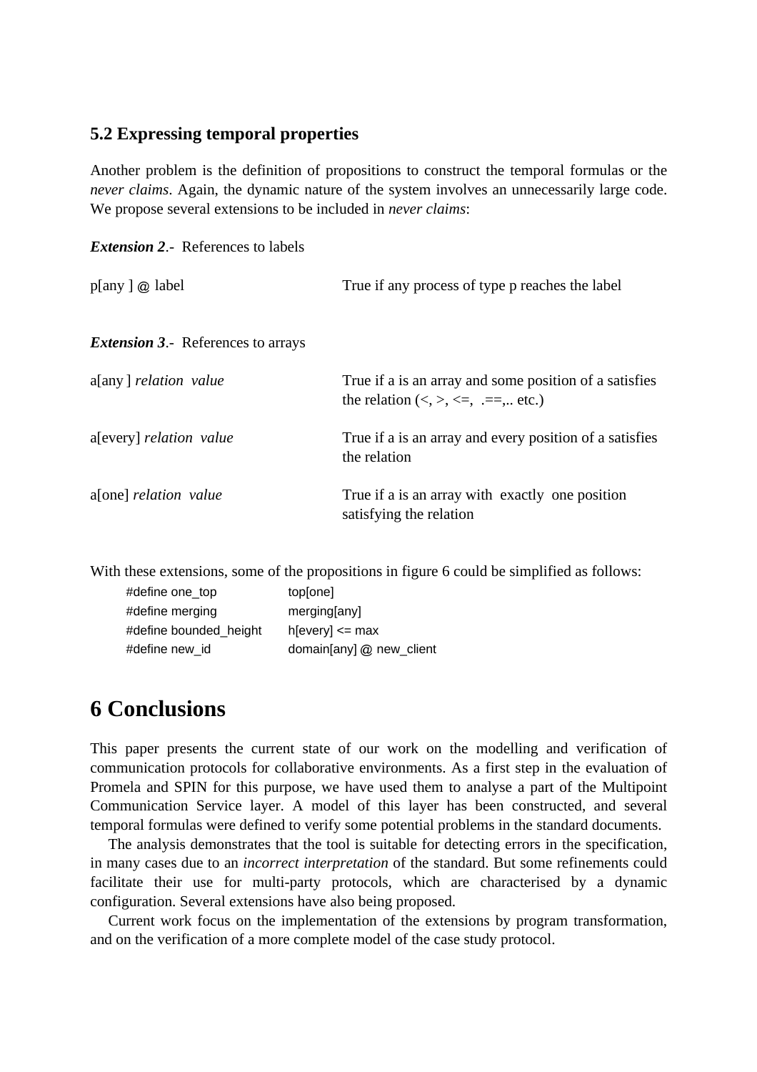### 5.2 Expressing temporal properties

Another problem is the definition of propositions to construct the temporal formulas or the *never claims*. Again, the dynamic nature of the system involves an unnecessarily large code. We propose several extensions to be included in *never claims*:

***Extension 2***.- References to labels

| | |
|---|---|
| p[any ] @ label | True if any process of type p reaches the label |

***Extension 3***.- References to arrays

| | |
|---|---|
| a[any ] *relation value* | True if a is an array and some position of a satisfies the relation (<, >, <=, .==,.. etc.) |
| a[every] *relation value* | True if a is an array and every position of a satisfies the relation |
| a[one] *relation value* | True if a is an array with exactly one position satisfying the relation |

With these extensions, some of the propositions in figure 6 could be simplified as follows:

```
#define one_top          top[one]
#define merging          merging[any]
#define bounded_height   h[every] <= max
#define new_id           domain[any] @ new_client
```

# 6 Conclusions

This paper presents the current state of our work on the modelling and verification of communication protocols for collaborative environments. As a first step in the evaluation of Promela and SPIN for this purpose, we have used them to analyse a part of the Multipoint Communication Service layer. A model of this layer has been constructed, and several temporal formulas were defined to verify some potential problems in the standard documents.

The analysis demonstrates that the tool is suitable for detecting errors in the specification, in many cases due to an *incorrect interpretation* of the standard. But some refinements could facilitate their use for multi-party protocols, which are characterised by a dynamic configuration. Several extensions have also being proposed.

Current work focus on the implementation of the extensions by program transformation, and on the verification of a more complete model of the case study protocol.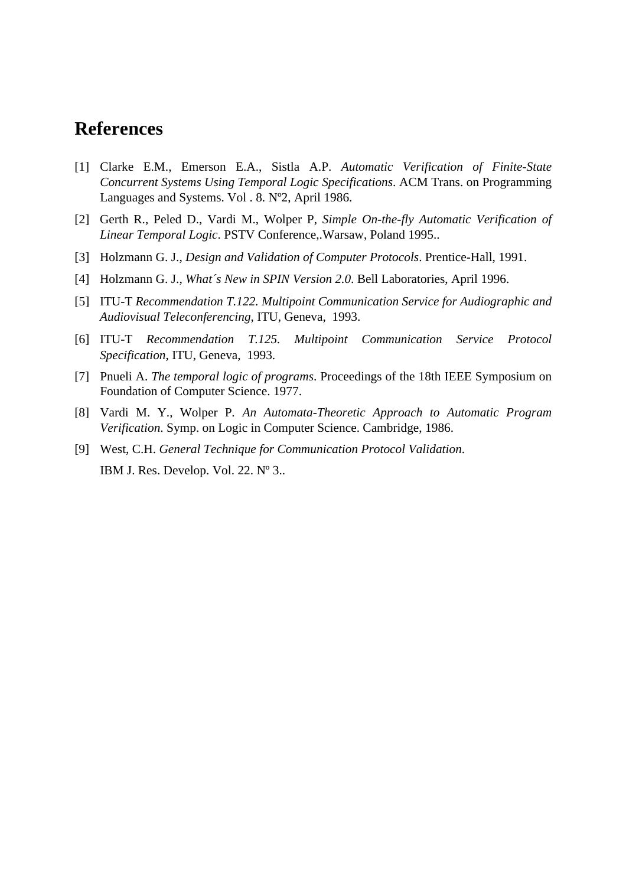## References

[1] Clarke E.M., Emerson E.A., Sistla A.P. *Automatic Verification of Finite-State Concurrent Systems Using Temporal Logic Specifications*. ACM Trans. on Programming Languages and Systems. Vol . 8. Nº2, April 1986.

[2] Gerth R., Peled D., Vardi M., Wolper P, *Simple On-the-fly Automatic Verification of Linear Temporal Logic*. PSTV Conference,.Warsaw, Poland 1995..

[3] Holzmann G. J., *Design and Validation of Computer Protocols*. Prentice-Hall, 1991.

[4] Holzmann G. J., *What´s New in SPIN Version 2.0*. Bell Laboratories, April 1996.

[5] ITU-T *Recommendation T.122. Multipoint Communication Service for Audiographic and Audiovisual Teleconferencing*, ITU, Geneva, 1993.

[6] ITU-T *Recommendation T.125. Multipoint Communication Service Protocol Specification*, ITU, Geneva, 1993.

[7] Pnueli A. *The temporal logic of programs*. Proceedings of the 18th IEEE Symposium on Foundation of Computer Science. 1977.

[8] Vardi M. Y., Wolper P. *An Automata-Theoretic Approach to Automatic Program Verification*. Symp. on Logic in Computer Science. Cambridge, 1986.

[9] West, C.H. *General Technique for Communication Protocol Validation.*

IBM J. Res. Develop. Vol. 22. Nº 3..